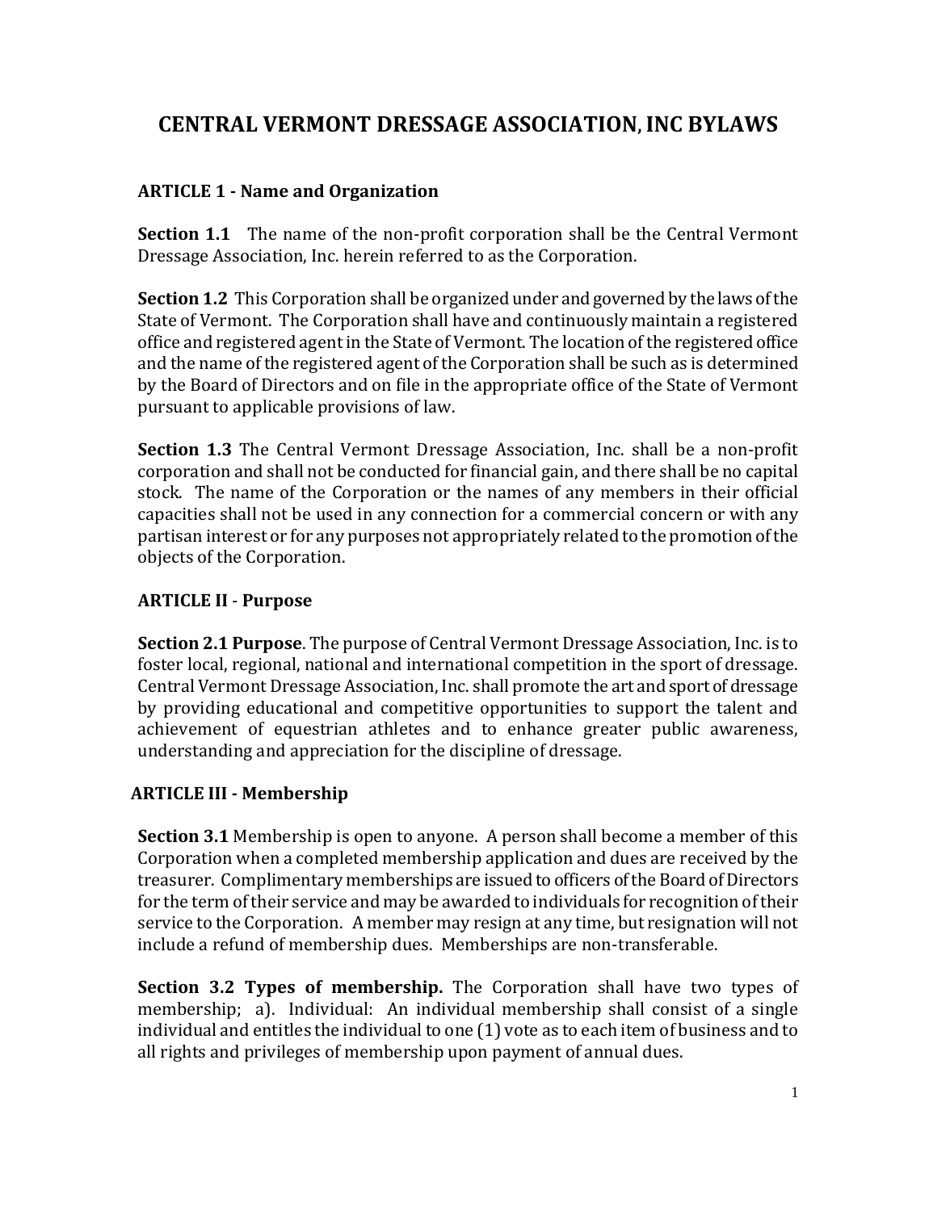# CENTRAL VERMONT DRESSAGE ASSOCIATION, INC BYLAWS

## ARTICLE 1 - Name and Organization

**Section 1.1** The name of the non-profit corporation shall be the Central Vermont Dressage Association, Inc. herein referred to as the Corporation.

**Section 1.2** This Corporation shall be organized under and governed by the laws of the State of Vermont. The Corporation shall have and continuously maintain a registered office and registered agent in the State of Vermont. The location of the registered office and the name of the registered agent of the Corporation shall be such as is determined by the Board of Directors and on file in the appropriate office of the State of Vermont pursuant to applicable provisions of law.

**Section 1.3** The Central Vermont Dressage Association, Inc. shall be a non-profit corporation and shall not be conducted for financial gain, and there shall be no capital stock. The name of the Corporation or the names of any members in their official capacities shall not be used in any connection for a commercial concern or with any partisan interest or for any purposes not appropriately related to the promotion of the objects of the Corporation.

## ARTICLE II - Purpose

**Section 2.1 Purpose**. The purpose of Central Vermont Dressage Association, Inc. is to foster local, regional, national and international competition in the sport of dressage. Central Vermont Dressage Association, Inc. shall promote the art and sport of dressage by providing educational and competitive opportunities to support the talent and achievement of equestrian athletes and to enhance greater public awareness, understanding and appreciation for the discipline of dressage.

## ARTICLE III - Membership

**Section 3.1** Membership is open to anyone. A person shall become a member of this Corporation when a completed membership application and dues are received by the treasurer. Complimentary memberships are issued to officers of the Board of Directors for the term of their service and may be awarded to individuals for recognition of their service to the Corporation. A member may resign at any time, but resignation will not include a refund of membership dues. Memberships are non-transferable.

**Section 3.2 Types of membership.** The Corporation shall have two types of membership; a). Individual: An individual membership shall consist of a single individual and entitles the individual to one (1) vote as to each item of business and to all rights and privileges of membership upon payment of annual dues.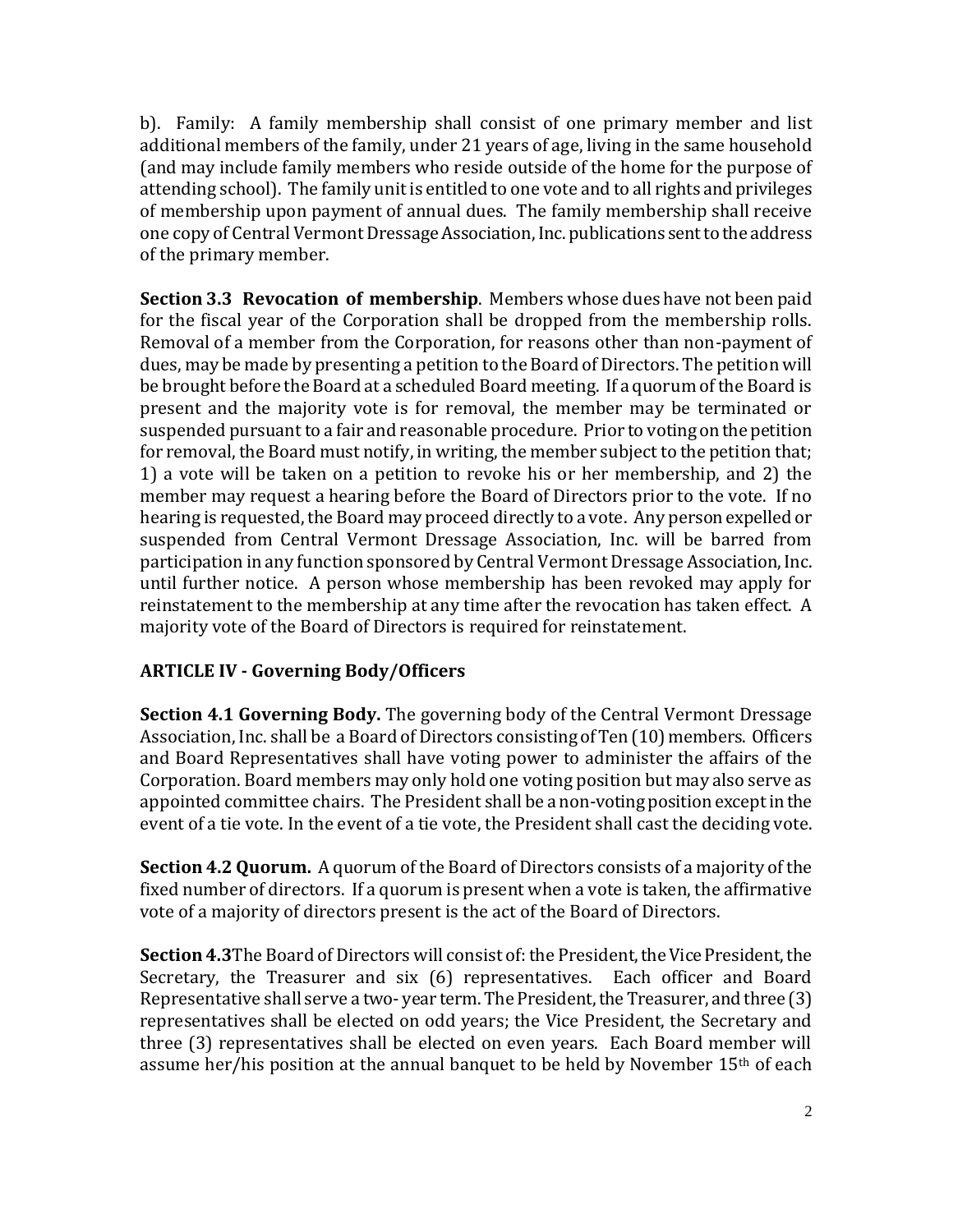b). Family: A family membership shall consist of one primary member and list additional members of the family, under 21 years of age, living in the same household (and may include family members who reside outside of the home for the purpose of attending school). The family unit is entitled to one vote and to all rights and privileges of membership upon payment of annual dues. The family membership shall receive one copy of Central Vermont Dressage Association, Inc. publications sent to the address of the primary member.

**Section 3.3 Revocation of membership**. Members whose dues have not been paid for the fiscal year of the Corporation shall be dropped from the membership rolls. Removal of a member from the Corporation, for reasons other than non-payment of dues, may be made by presenting a petition to the Board of Directors. The petition will be brought before the Board at a scheduled Board meeting. If a quorum of the Board is present and the majority vote is for removal, the member may be terminated or suspended pursuant to a fair and reasonable procedure. Prior to voting on the petition for removal, the Board must notify, in writing, the member subject to the petition that; 1) a vote will be taken on a petition to revoke his or her membership, and 2) the member may request a hearing before the Board of Directors prior to the vote. If no hearing is requested, the Board may proceed directly to a vote. Any person expelled or suspended from Central Vermont Dressage Association, Inc. will be barred from participation in any function sponsored by Central Vermont Dressage Association, Inc. until further notice. A person whose membership has been revoked may apply for reinstatement to the membership at any time after the revocation has taken effect. A majority vote of the Board of Directors is required for reinstatement.

## ARTICLE IV - Governing Body/Officers

**Section 4.1 Governing Body.** The governing body of the Central Vermont Dressage Association, Inc. shall be a Board of Directors consisting of Ten (10) members. Officers and Board Representatives shall have voting power to administer the affairs of the Corporation. Board members may only hold one voting position but may also serve as appointed committee chairs. The President shall be a non-voting position except in the event of a tie vote. In the event of a tie vote, the President shall cast the deciding vote.

**Section 4.2 Quorum.** A quorum of the Board of Directors consists of a majority of the fixed number of directors. If a quorum is present when a vote is taken, the affirmative vote of a majority of directors present is the act of the Board of Directors.

**Section 4.3** The Board of Directors will consist of: the President, the Vice President, the Secretary, the Treasurer and six (6) representatives. Each officer and Board Representative shall serve a two- year term. The President, the Treasurer, and three (3) representatives shall be elected on odd years; the Vice President, the Secretary and three (3) representatives shall be elected on even years. Each Board member will assume her/his position at the annual banquet to be held by November 15th of each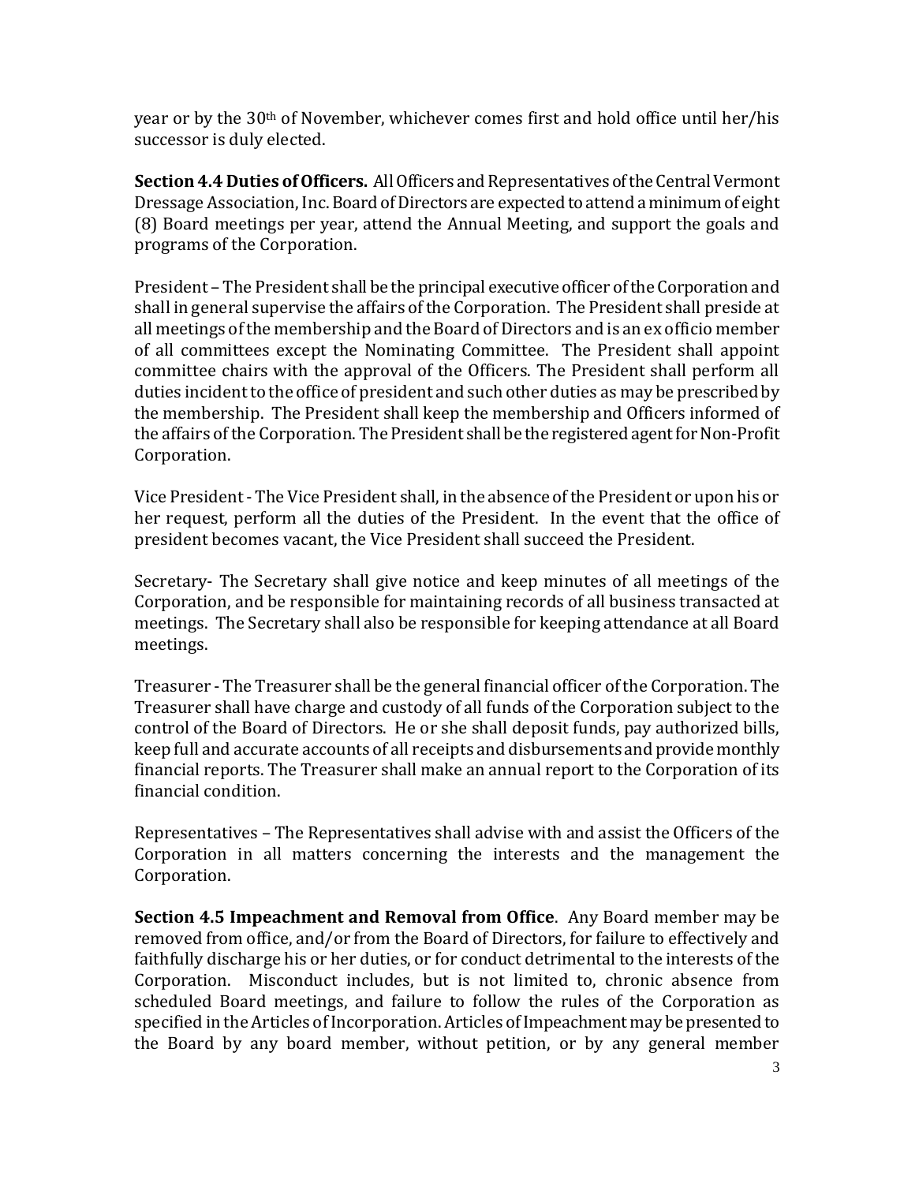year or by the 30th of November, whichever comes first and hold office until her/his successor is duly elected.

**Section 4.4 Duties of Officers.** All Officers and Representatives of the Central Vermont Dressage Association, Inc. Board of Directors are expected to attend a minimum of eight (8) Board meetings per year, attend the Annual Meeting, and support the goals and programs of the Corporation.

President – The President shall be the principal executive officer of the Corporation and shall in general supervise the affairs of the Corporation. The President shall preside at all meetings of the membership and the Board of Directors and is an ex officio member of all committees except the Nominating Committee. The President shall appoint committee chairs with the approval of the Officers. The President shall perform all duties incident to the office of president and such other duties as may be prescribed by the membership. The President shall keep the membership and Officers informed of the affairs of the Corporation. The President shall be the registered agent for Non-Profit Corporation.

Vice President - The Vice President shall, in the absence of the President or upon his or her request, perform all the duties of the President. In the event that the office of president becomes vacant, the Vice President shall succeed the President.

Secretary- The Secretary shall give notice and keep minutes of all meetings of the Corporation, and be responsible for maintaining records of all business transacted at meetings. The Secretary shall also be responsible for keeping attendance at all Board meetings.

Treasurer - The Treasurer shall be the general financial officer of the Corporation. The Treasurer shall have charge and custody of all funds of the Corporation subject to the control of the Board of Directors. He or she shall deposit funds, pay authorized bills, keep full and accurate accounts of all receipts and disbursements and provide monthly financial reports. The Treasurer shall make an annual report to the Corporation of its financial condition.

Representatives – The Representatives shall advise with and assist the Officers of the Corporation in all matters concerning the interests and the management the Corporation.

**Section 4.5 Impeachment and Removal from Office**. Any Board member may be removed from office, and/or from the Board of Directors, for failure to effectively and faithfully discharge his or her duties, or for conduct detrimental to the interests of the Corporation. Misconduct includes, but is not limited to, chronic absence from scheduled Board meetings, and failure to follow the rules of the Corporation as specified in the Articles of Incorporation. Articles of Impeachment may be presented to the Board by any board member, without petition, or by any general member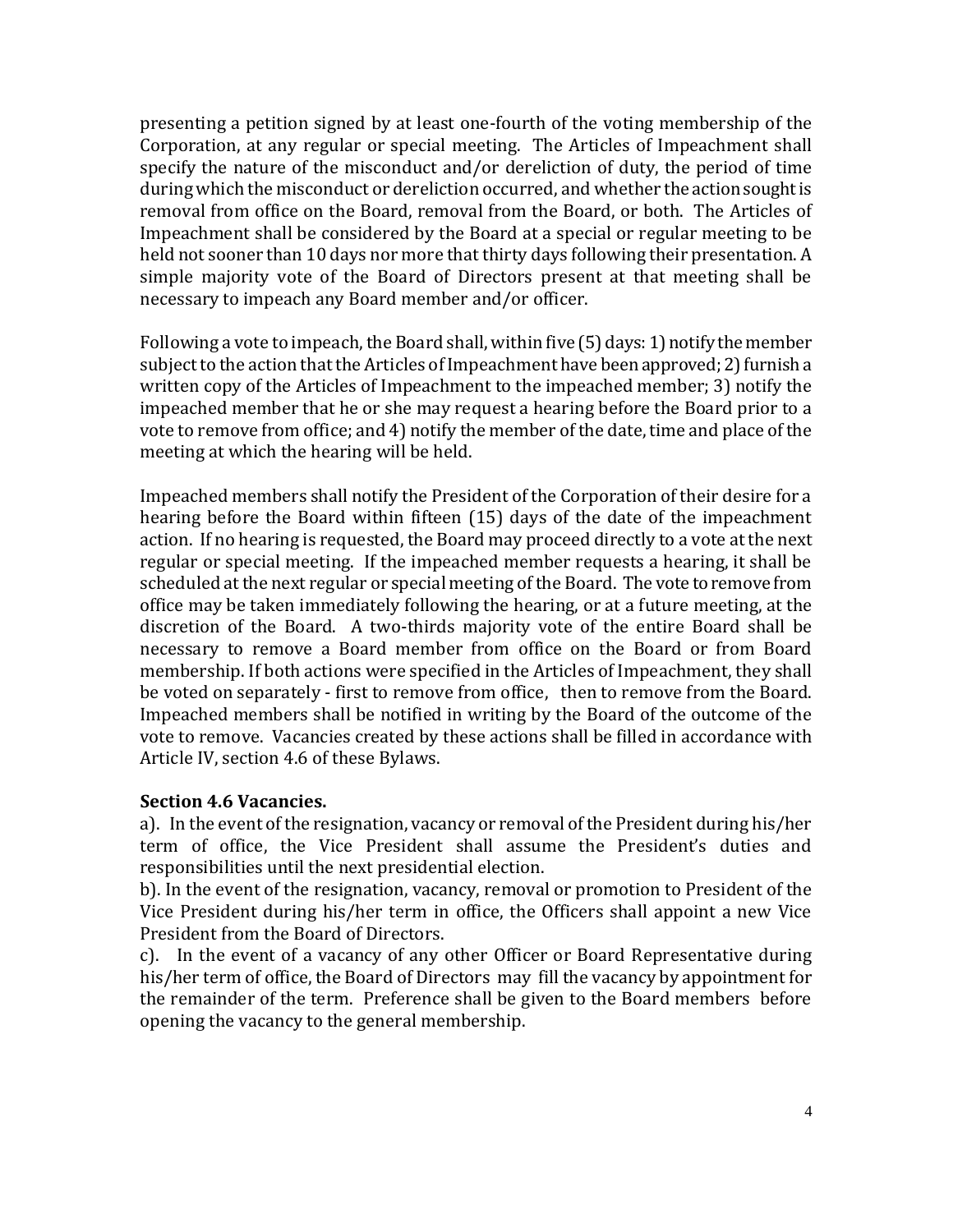presenting a petition signed by at least one-fourth of the voting membership of the Corporation, at any regular or special meeting. The Articles of Impeachment shall specify the nature of the misconduct and/or dereliction of duty, the period of time during which the misconduct or dereliction occurred, and whether the action sought is removal from office on the Board, removal from the Board, or both. The Articles of Impeachment shall be considered by the Board at a special or regular meeting to be held not sooner than 10 days nor more that thirty days following their presentation. A simple majority vote of the Board of Directors present at that meeting shall be necessary to impeach any Board member and/or officer.

Following a vote to impeach, the Board shall, within five (5) days: 1) notify the member subject to the action that the Articles of Impeachment have been approved; 2) furnish a written copy of the Articles of Impeachment to the impeached member; 3) notify the impeached member that he or she may request a hearing before the Board prior to a vote to remove from office; and 4) notify the member of the date, time and place of the meeting at which the hearing will be held.

Impeached members shall notify the President of the Corporation of their desire for a hearing before the Board within fifteen (15) days of the date of the impeachment action. If no hearing is requested, the Board may proceed directly to a vote at the next regular or special meeting. If the impeached member requests a hearing, it shall be scheduled at the next regular or special meeting of the Board. The vote to remove from office may be taken immediately following the hearing, or at a future meeting, at the discretion of the Board. A two-thirds majority vote of the entire Board shall be necessary to remove a Board member from office on the Board or from Board membership. If both actions were specified in the Articles of Impeachment, they shall be voted on separately - first to remove from office, then to remove from the Board. Impeached members shall be notified in writing by the Board of the outcome of the vote to remove. Vacancies created by these actions shall be filled in accordance with Article IV, section 4.6 of these Bylaws.

**Section 4.6 Vacancies.**

a). In the event of the resignation, vacancy or removal of the President during his/her term of office, the Vice President shall assume the President's duties and responsibilities until the next presidential election.

b). In the event of the resignation, vacancy, removal or promotion to President of the Vice President during his/her term in office, the Officers shall appoint a new Vice President from the Board of Directors.

c). In the event of a vacancy of any other Officer or Board Representative during his/her term of office, the Board of Directors may fill the vacancy by appointment for the remainder of the term. Preference shall be given to the Board members before opening the vacancy to the general membership.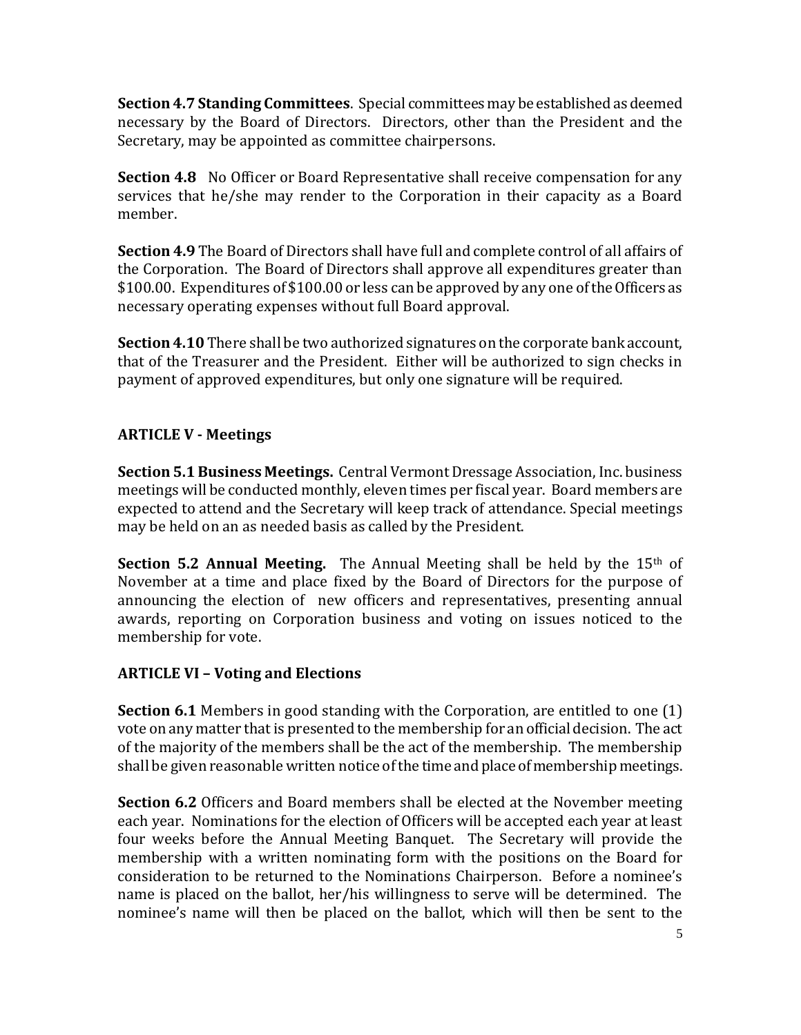**Section 4.7 Standing Committees**. Special committees may be established as deemed necessary by the Board of Directors. Directors, other than the President and the Secretary, may be appointed as committee chairpersons.

**Section 4.8** No Officer or Board Representative shall receive compensation for any services that he/she may render to the Corporation in their capacity as a Board member.

**Section 4.9** The Board of Directors shall have full and complete control of all affairs of the Corporation. The Board of Directors shall approve all expenditures greater than \$100.00. Expenditures of \$100.00 or less can be approved by any one of the Officers as necessary operating expenses without full Board approval.

**Section 4.10** There shall be two authorized signatures on the corporate bank account, that of the Treasurer and the President. Either will be authorized to sign checks in payment of approved expenditures, but only one signature will be required.

## ARTICLE V - Meetings

**Section 5.1 Business Meetings.** Central Vermont Dressage Association, Inc. business meetings will be conducted monthly, eleven times per fiscal year. Board members are expected to attend and the Secretary will keep track of attendance. Special meetings may be held on an as needed basis as called by the President.

**Section 5.2 Annual Meeting.** The Annual Meeting shall be held by the 15th of November at a time and place fixed by the Board of Directors for the purpose of announcing the election of new officers and representatives, presenting annual awards, reporting on Corporation business and voting on issues noticed to the membership for vote.

## ARTICLE VI – Voting and Elections

**Section 6.1** Members in good standing with the Corporation, are entitled to one (1) vote on any matter that is presented to the membership for an official decision. The act of the majority of the members shall be the act of the membership. The membership shall be given reasonable written notice of the time and place of membership meetings.

**Section 6.2** Officers and Board members shall be elected at the November meeting each year. Nominations for the election of Officers will be accepted each year at least four weeks before the Annual Meeting Banquet. The Secretary will provide the membership with a written nominating form with the positions on the Board for consideration to be returned to the Nominations Chairperson. Before a nominee's name is placed on the ballot, her/his willingness to serve will be determined. The nominee's name will then be placed on the ballot, which will then be sent to the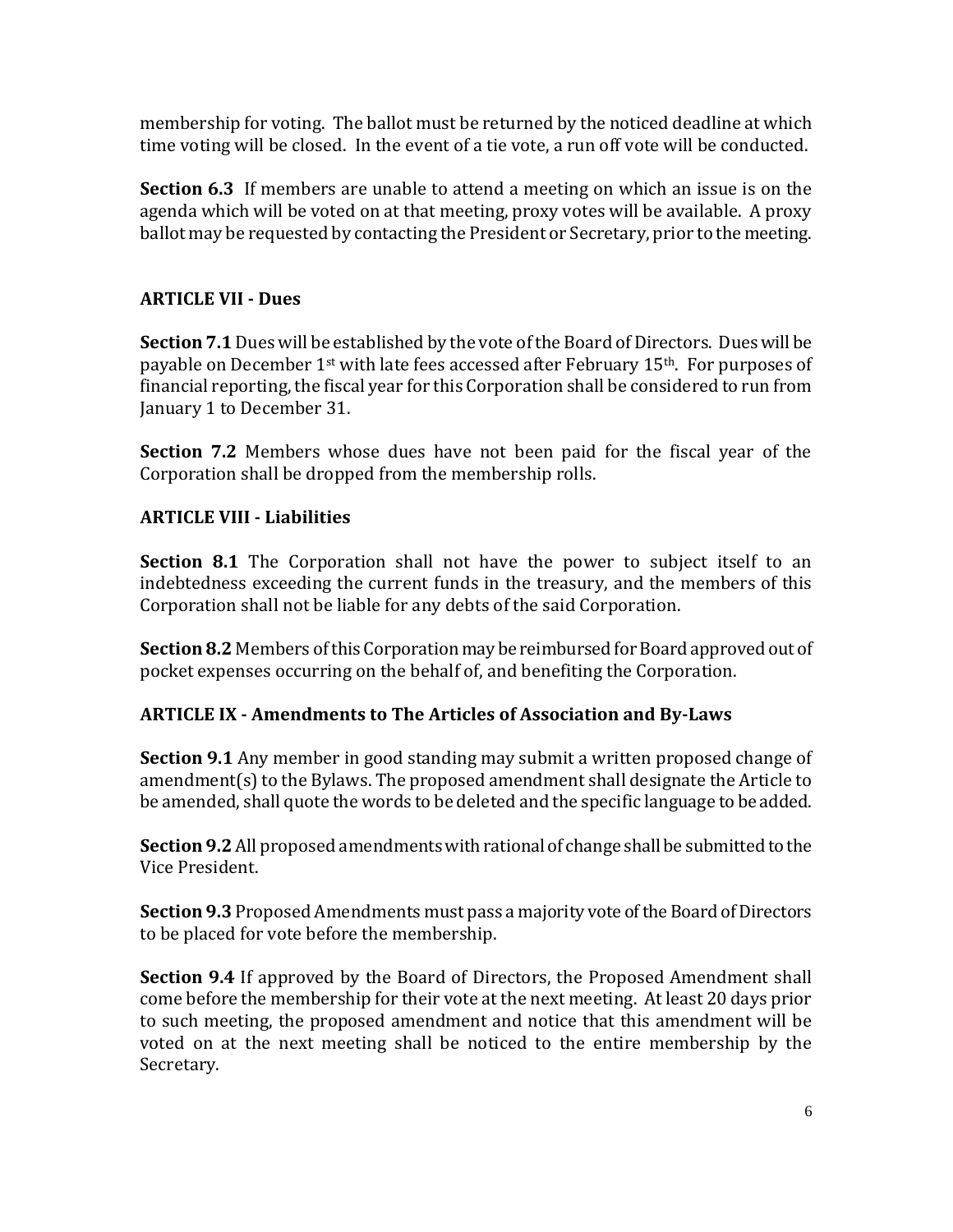membership for voting. The ballot must be returned by the noticed deadline at which time voting will be closed. In the event of a tie vote, a run off vote will be conducted.

**Section 6.3** If members are unable to attend a meeting on which an issue is on the agenda which will be voted on at that meeting, proxy votes will be available. A proxy ballot may be requested by contacting the President or Secretary, prior to the meeting.

## ARTICLE VII - Dues

**Section 7.1** Dues will be established by the vote of the Board of Directors. Dues will be payable on December 1st with late fees accessed after February 15th. For purposes of financial reporting, the fiscal year for this Corporation shall be considered to run from January 1 to December 31.

**Section 7.2** Members whose dues have not been paid for the fiscal year of the Corporation shall be dropped from the membership rolls.

## ARTICLE VIII - Liabilities

**Section 8.1** The Corporation shall not have the power to subject itself to an indebtedness exceeding the current funds in the treasury, and the members of this Corporation shall not be liable for any debts of the said Corporation.

**Section 8.2** Members of this Corporation may be reimbursed for Board approved out of pocket expenses occurring on the behalf of, and benefiting the Corporation.

## ARTICLE IX - Amendments to The Articles of Association and By-Laws

**Section 9.1** Any member in good standing may submit a written proposed change of amendment(s) to the Bylaws. The proposed amendment shall designate the Article to be amended, shall quote the words to be deleted and the specific language to be added.

**Section 9.2** All proposed amendments with rational of change shall be submitted to the Vice President.

**Section 9.3** Proposed Amendments must pass a majority vote of the Board of Directors to be placed for vote before the membership.

**Section 9.4** If approved by the Board of Directors, the Proposed Amendment shall come before the membership for their vote at the next meeting. At least 20 days prior to such meeting, the proposed amendment and notice that this amendment will be voted on at the next meeting shall be noticed to the entire membership by the Secretary.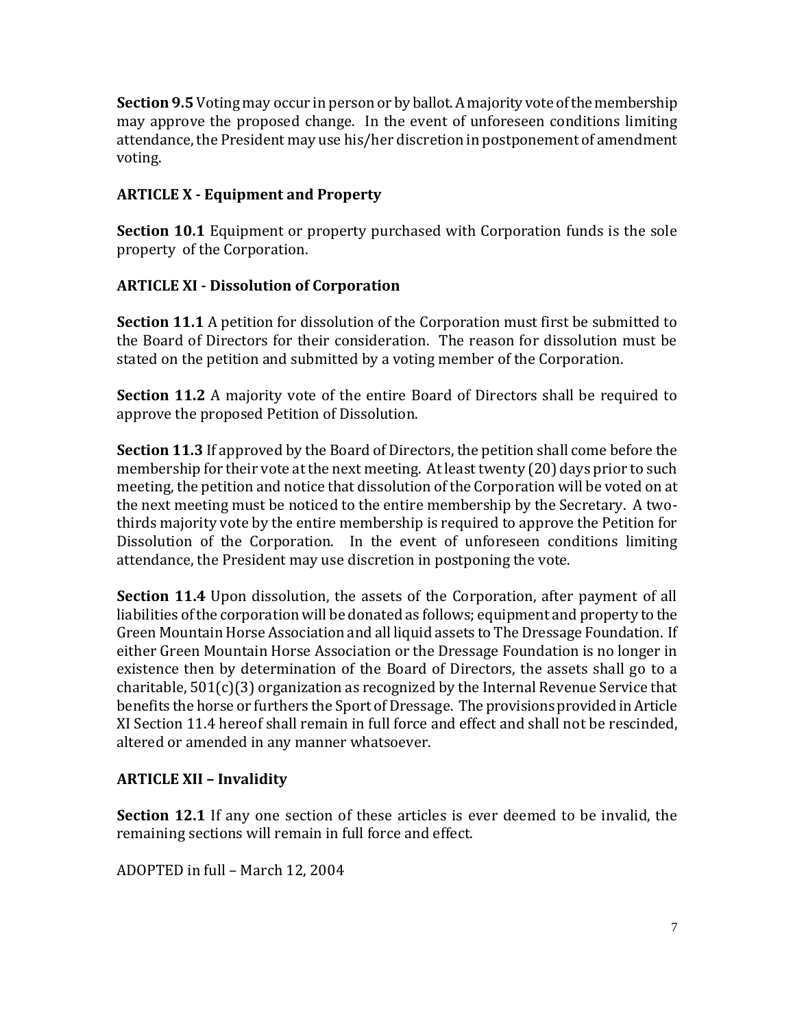**Section 9.5** Voting may occur in person or by ballot. A majority vote of the membership may approve the proposed change. In the event of unforeseen conditions limiting attendance, the President may use his/her discretion in postponement of amendment voting.

### ARTICLE X - Equipment and Property

**Section 10.1** Equipment or property purchased with Corporation funds is the sole property of the Corporation.

### ARTICLE XI - Dissolution of Corporation

**Section 11.1** A petition for dissolution of the Corporation must first be submitted to the Board of Directors for their consideration. The reason for dissolution must be stated on the petition and submitted by a voting member of the Corporation.

**Section 11.2** A majority vote of the entire Board of Directors shall be required to approve the proposed Petition of Dissolution.

**Section 11.3** If approved by the Board of Directors, the petition shall come before the membership for their vote at the next meeting. At least twenty (20) days prior to such meeting, the petition and notice that dissolution of the Corporation will be voted on at the next meeting must be noticed to the entire membership by the Secretary. A two-thirds majority vote by the entire membership is required to approve the Petition for Dissolution of the Corporation. In the event of unforeseen conditions limiting attendance, the President may use discretion in postponing the vote.

**Section 11.4** Upon dissolution, the assets of the Corporation, after payment of all liabilities of the corporation will be donated as follows; equipment and property to the Green Mountain Horse Association and all liquid assets to The Dressage Foundation. If either Green Mountain Horse Association or the Dressage Foundation is no longer in existence then by determination of the Board of Directors, the assets shall go to a charitable, 501(c)(3) organization as recognized by the Internal Revenue Service that benefits the horse or furthers the Sport of Dressage. The provisions provided in Article XI Section 11.4 hereof shall remain in full force and effect and shall not be rescinded, altered or amended in any manner whatsoever.

### ARTICLE XII – Invalidity

**Section 12.1** If any one section of these articles is ever deemed to be invalid, the remaining sections will remain in full force and effect.

ADOPTED in full – March 12, 2004